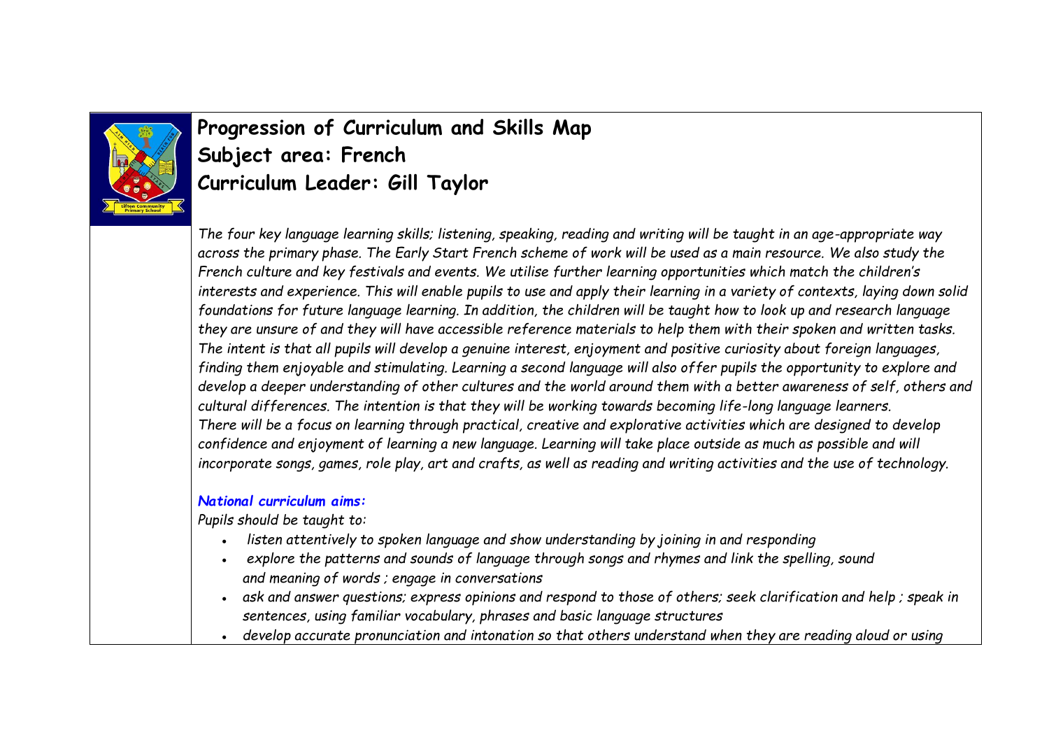# Progression of Curriculum and Skills Map
## Subject area: French
## Curriculum Leader: Gill Taylor

*The four key language learning skills; listening, speaking, reading and writing will be taught in an age-appropriate way across the primary phase. The Early Start French scheme of work will be used as a main resource. We also study the French culture and key festivals and events. We utilise further learning opportunities which match the children's interests and experience. This will enable pupils to use and apply their learning in a variety of contexts, laying down solid foundations for future language learning. In addition, the children will be taught how to look up and research language they are unsure of and they will have accessible reference materials to help them with their spoken and written tasks. The intent is that all pupils will develop a genuine interest, enjoyment and positive curiosity about foreign languages, finding them enjoyable and stimulating. Learning a second language will also offer pupils the opportunity to explore and develop a deeper understanding of other cultures and the world around them with a better awareness of self, others and cultural differences. The intention is that they will be working towards becoming life-long language learners. There will be a focus on learning through practical, creative and explorative activities which are designed to develop confidence and enjoyment of learning a new language. Learning will take place outside as much as possible and will incorporate songs, games, role play, art and crafts, as well as reading and writing activities and the use of technology.*

***National curriculum aims:***

*Pupils should be taught to:*

- *listen attentively to spoken language and show understanding by joining in and responding*
- *explore the patterns and sounds of language through songs and rhymes and link the spelling, sound and meaning of words ; engage in conversations*
- *ask and answer questions; express opinions and respond to those of others; seek clarification and help ; speak in sentences, using familiar vocabulary, phrases and basic language structures*
- *develop accurate pronunciation and intonation so that others understand when they are reading aloud or using*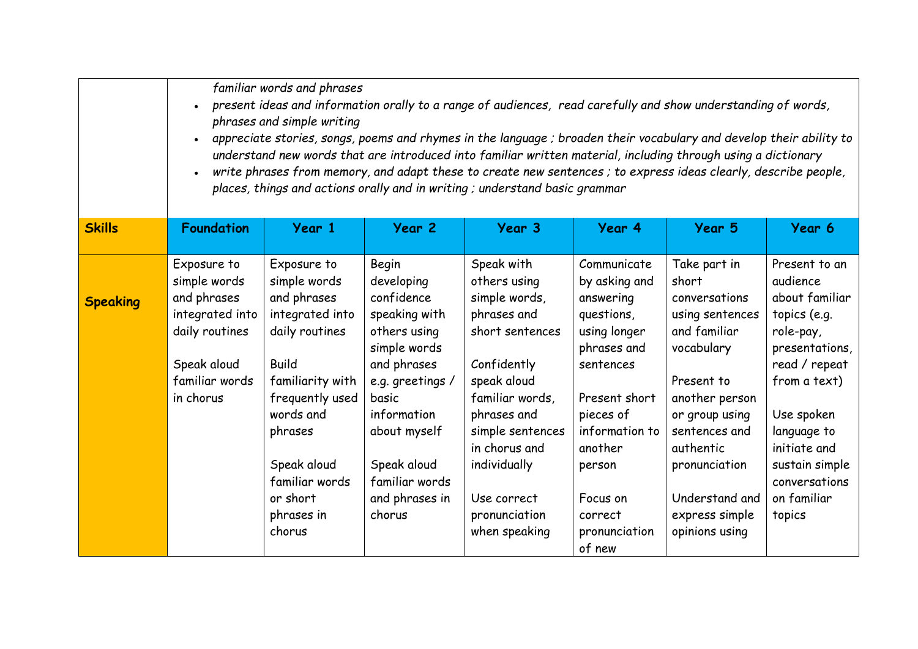| | |
|---|---|
| | *familiar words and phrases*<br>• *present ideas and information orally to a range of audiences, read carefully and show understanding of words, phrases and simple writing*<br>• *appreciate stories, songs, poems and rhymes in the language ; broaden their vocabulary and develop their ability to understand new words that are introduced into familiar written material, including through using a dictionary*<br>• *write phrases from memory, and adapt these to create new sentences ; to express ideas clearly, describe people, places, things and actions orally and in writing ; understand basic grammar* |

| **Skills** | **Foundation** | **Year 1** | **Year 2** | **Year 3** | **Year 4** | **Year 5** | **Year 6** |
|---|---|---|---|---|---|---|---|
| **Speaking** | Exposure to simple words and phrases integrated into daily routines<br><br>Speak aloud familiar words in chorus | Exposure to simple words and phrases integrated into daily routines<br><br>Build familiarity with frequently used words and phrases<br><br>Speak aloud familiar words or short phrases in chorus | Begin developing confidence speaking with others using simple words and phrases e.g. greetings / basic information about myself<br><br>Speak aloud familiar words and phrases in chorus | Speak with others using simple words, phrases and short sentences<br><br>Confidently speak aloud familiar words, phrases and simple sentences in chorus and individually<br><br>Use correct pronunciation when speaking | Communicate by asking and answering questions, using longer phrases and sentences<br><br>Present short pieces of information to another person<br><br>Focus on correct pronunciation of new | Take part in short conversations using sentences and familiar vocabulary<br><br>Present to another person or group using sentences and authentic pronunciation<br><br>Understand and express simple opinions using | Present to an audience about familiar topics (e.g. role-pay, presentations, read / repeat from a text)<br><br>Use spoken language to initiate and sustain simple conversations on familiar topics |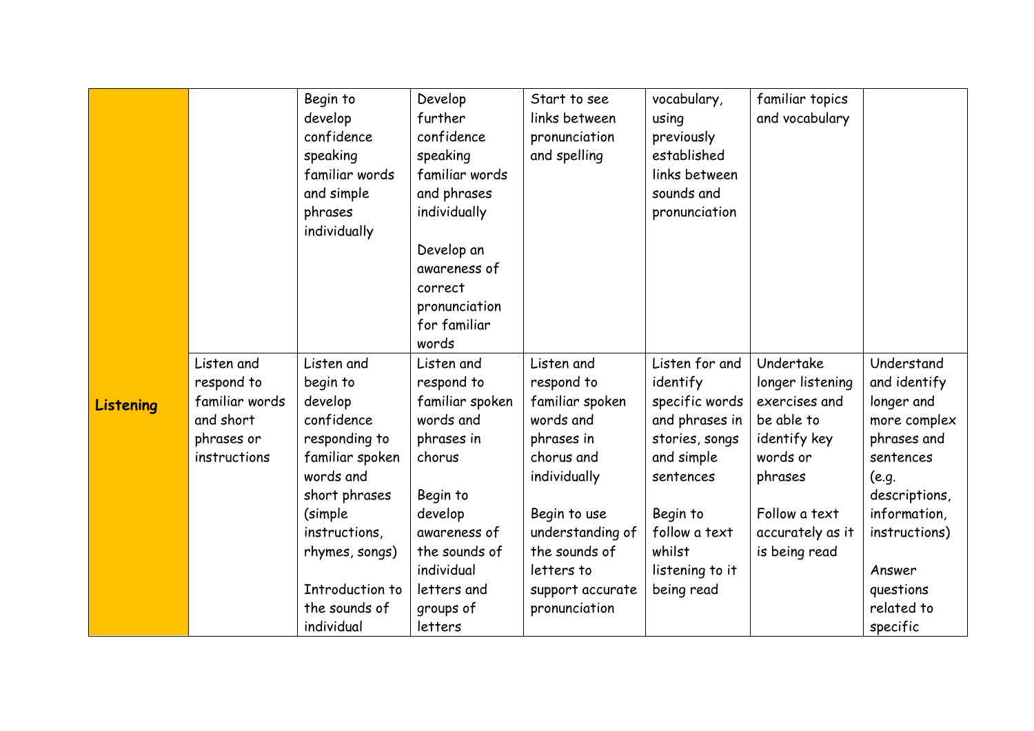| | | | | | | | |
|---|---|---|---|---|---|---|---|
| | | Begin to develop confidence speaking familiar words and simple phrases individually | Develop further confidence speaking familiar words and phrases individually<br><br>Develop an awareness of correct pronunciation for familiar words | Start to see links between pronunciation and spelling | vocabulary, using previously established links between sounds and pronunciation | familiar topics and vocabulary | |
| **Listening** | Listen and respond to familiar words and short phrases or instructions | Listen and begin to develop confidence responding to familiar spoken words and short phrases (simple instructions, rhymes, songs)<br><br>Introduction to the sounds of individual | Listen and respond to familiar spoken words and phrases in chorus<br><br>Begin to develop awareness of the sounds of individual letters and groups of letters | Listen and respond to familiar spoken words and phrases in chorus and individually<br><br>Begin to use understanding of the sounds of letters to support accurate pronunciation | Listen for and identify specific words and phrases in stories, songs and simple sentences<br><br>Begin to follow a text whilst listening to it being read | Undertake longer listening exercises and be able to identify key words or phrases<br><br>Follow a text accurately as it is being read | Understand and identify longer and more complex phrases and sentences (e.g. descriptions, information, instructions)<br><br>Answer questions related to specific |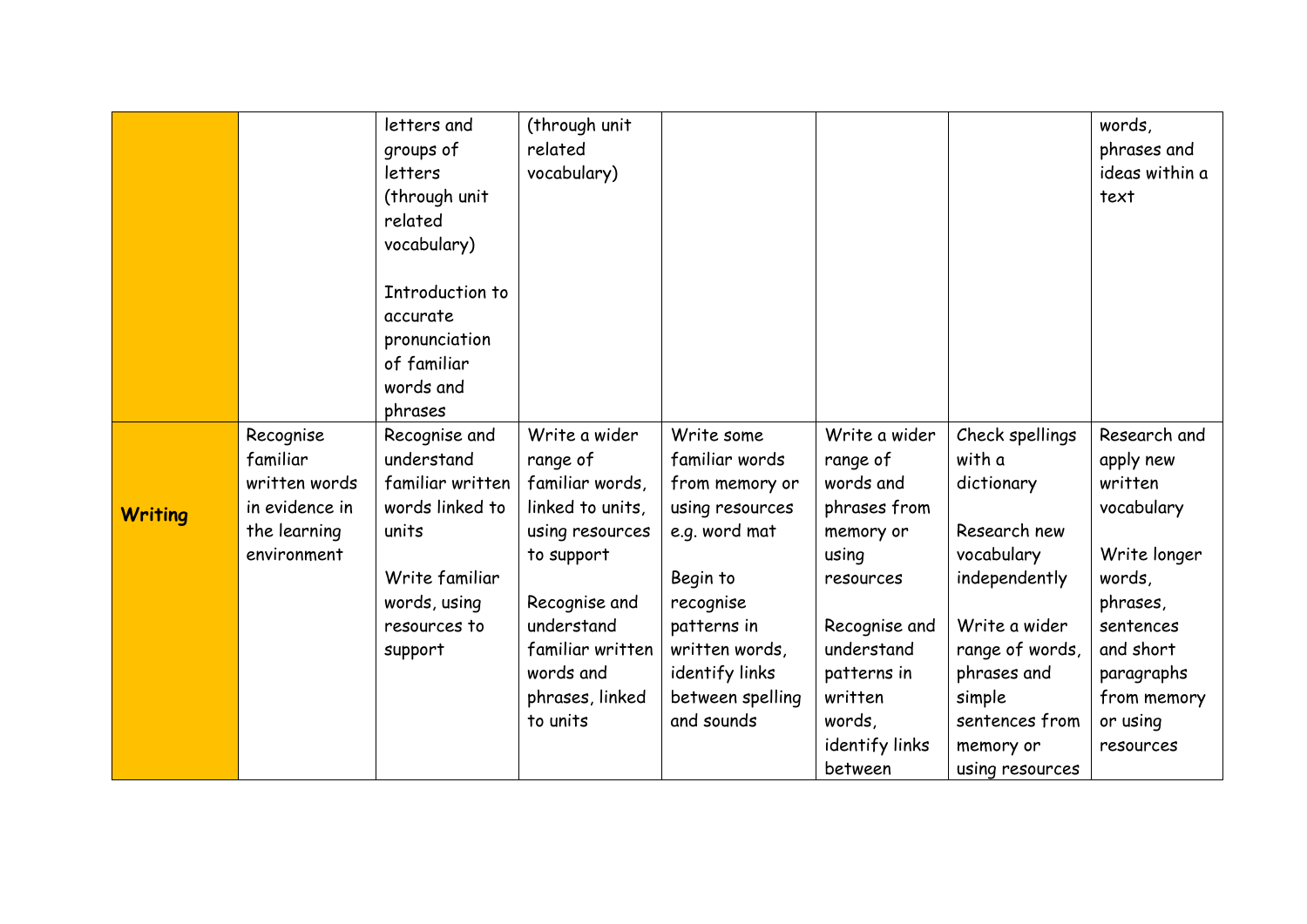| | | | | | | | |
|---|---|---|---|---|---|---|---|
| | | letters and groups of letters (through unit related vocabulary)<br><br>Introduction to accurate pronunciation of familiar words and phrases | (through unit related vocabulary) | | | | words, phrases and ideas within a text |
| **Writing** | Recognise familiar written words in evidence in the learning environment | Recognise and understand familiar written words linked to units<br><br>Write familiar words, using resources to support | Write a wider range of familiar words, linked to units, using resources to support<br><br>Recognise and understand familiar written words and phrases, linked to units | Write some familiar words from memory or using resources e.g. word mat<br><br>Begin to recognise patterns in written words, identify links between spelling and sounds | Write a wider range of words and phrases from memory or using resources<br><br>Recognise and understand patterns in written words, identify links between | Check spellings with a dictionary<br><br>Research new vocabulary independently<br><br>Write a wider range of words, phrases and simple sentences from memory or using resources | Research and apply new written vocabulary<br><br>Write longer words, phrases, sentences and short paragraphs from memory or using resources |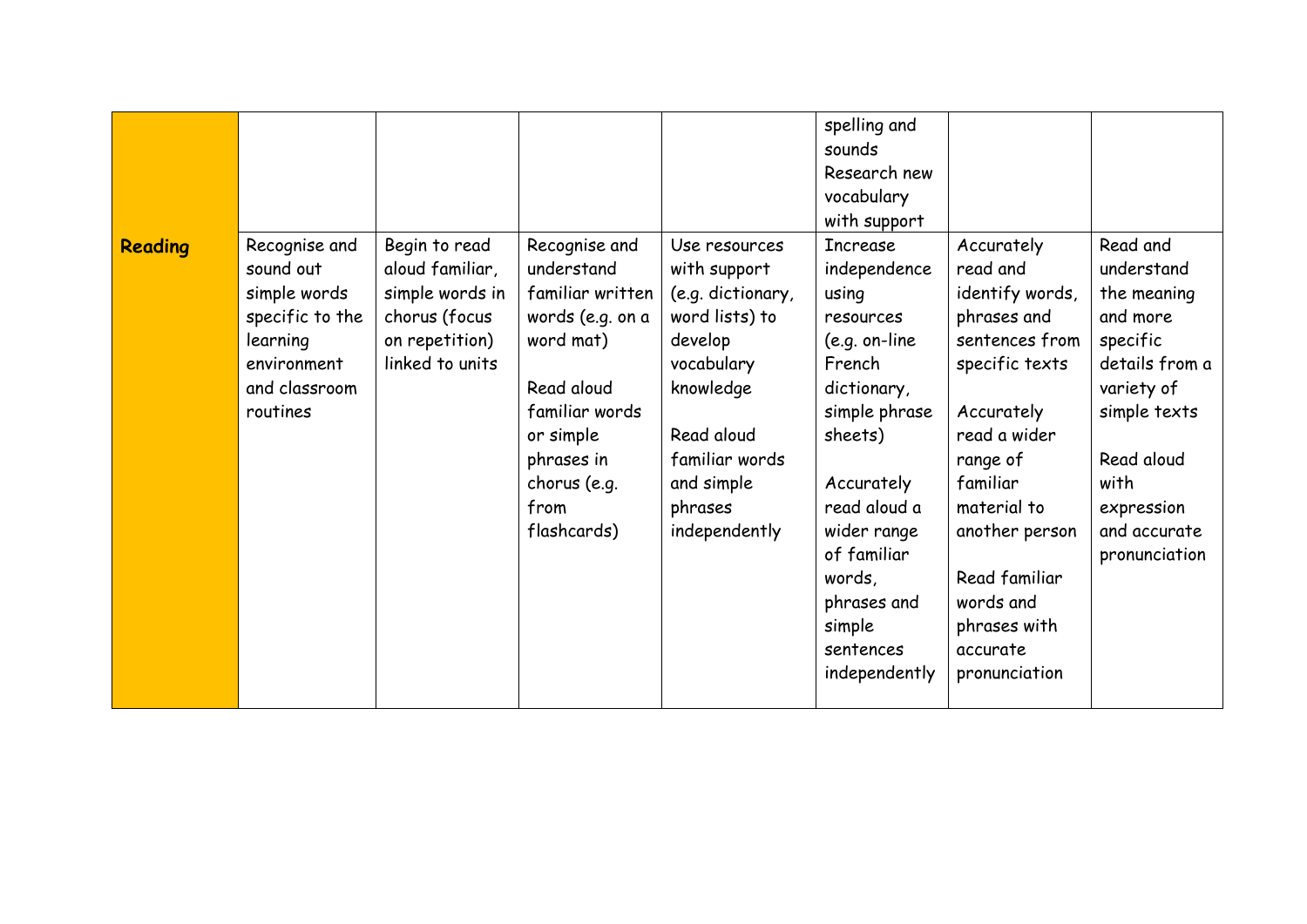|  |  |  |  |  | spelling and sounds<br>Research new vocabulary with support |  |  |
|---|---|---|---|---|---|---|---|
| **Reading** | Recognise and sound out simple words specific to the learning environment and classroom routines | Begin to read aloud familiar, simple words in chorus (focus on repetition) linked to units | Recognise and understand familiar written words (e.g. on a word mat)<br><br>Read aloud familiar words or simple phrases in chorus (e.g. from flashcards) | Use resources with support (e.g. dictionary, word lists) to develop vocabulary knowledge<br><br>Read aloud familiar words and simple phrases independently | Increase independence using resources (e.g. on-line French dictionary, simple phrase sheets)<br><br>Accurately read aloud a wider range of familiar words, phrases and simple sentences independently | Accurately read and identify words, phrases and sentences from specific texts<br><br>Accurately read a wider range of familiar material to another person<br><br>Read familiar words and phrases with accurate pronunciation | Read and understand the meaning and more specific details from a variety of simple texts<br><br>Read aloud with expression and accurate pronunciation |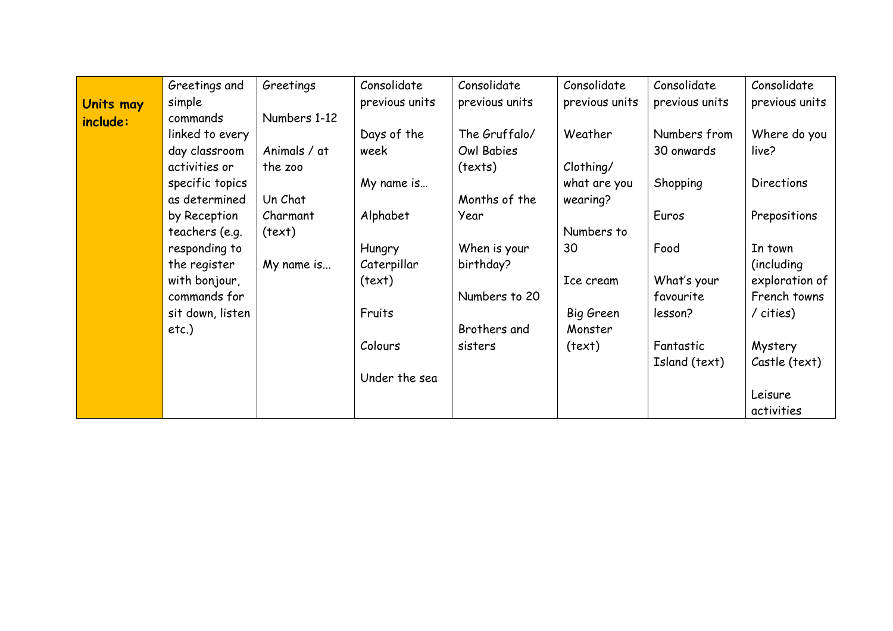| | | | | | | | |
|---|---|---|---|---|---|---|---|
| **Units may include:** | Greetings and simple commands linked to every day classroom activities or specific topics as determined by Reception teachers (e.g. responding to the register with bonjour, commands for sit down, listen etc.) | Greetings<br><br>Numbers 1-12<br><br>Animals / at the zoo<br><br>Un Chat Charmant (text)<br><br>My name is... | Consolidate previous units<br><br>Days of the week<br><br>My name is…<br><br>Alphabet<br><br>Hungry Caterpillar (text)<br><br>Fruits<br><br>Colours<br><br>Under the sea | Consolidate previous units<br><br>The Gruffalo/ Owl Babies (texts)<br><br>Months of the Year<br><br>When is your birthday?<br><br>Numbers to 20<br><br>Brothers and sisters | Consolidate previous units<br><br>Weather<br><br>Clothing/ what are you wearing?<br><br>Numbers to 30<br><br>Ice cream<br><br>Big Green Monster (text) | Consolidate previous units<br><br>Numbers from 30 onwards<br><br>Shopping<br><br>Euros<br><br>Food<br><br>What's your favourite lesson?<br><br>Fantastic Island (text) | Consolidate previous units<br><br>Where do you live?<br><br>Directions<br><br>Prepositions<br><br>In town (including exploration of French towns / cities)<br><br>Mystery Castle (text)<br><br>Leisure activities |